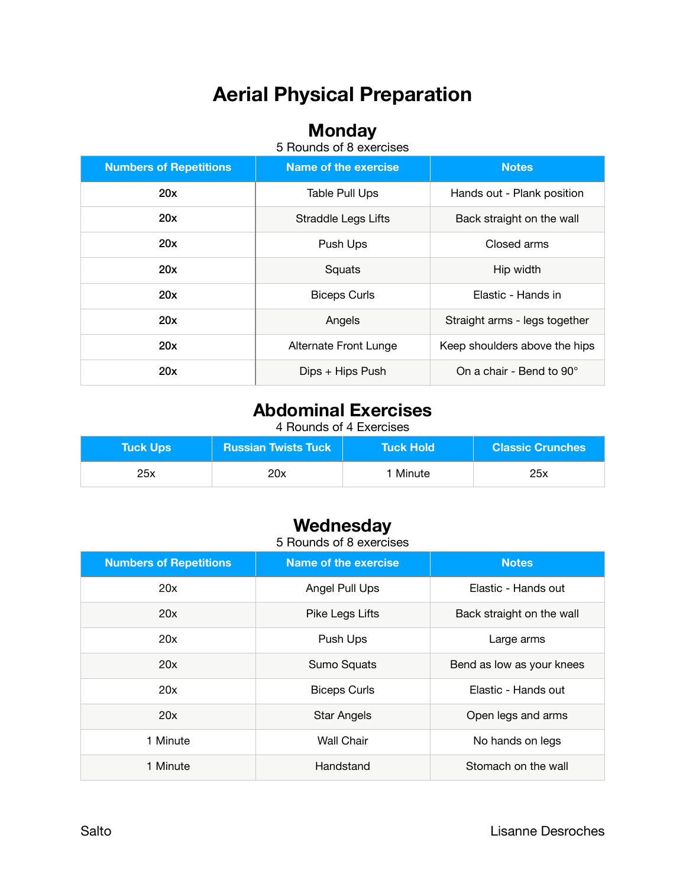# Aerial Physical Preparation

## Monday

5 Rounds of 8 exercises

| Numbers of Repetitions | Name of the exercise | Notes |
|---|---|---|
| **20x** | Table Pull Ups | Hands out - Plank position |
| **20x** | Straddle Legs Lifts | Back straight on the wall |
| **20x** | Push Ups | Closed arms |
| **20x** | Squats | Hip width |
| **20x** | Biceps Curls | Elastic - Hands in |
| **20x** | Angels | Straight arms - legs together |
| **20x** | Alternate Front Lunge | Keep shoulders above the hips |
| **20x** | Dips + Hips Push | On a chair - Bend to 90° |

## Abdominal Exercises

4 Rounds of 4 Exercises

| Tuck Ups | Russian Twists Tuck | Tuck Hold | Classic Crunches |
|---|---|---|---|
| 25x | 20x | 1 Minute | 25x |

## Wednesday

5 Rounds of 8 exercises

| Numbers of Repetitions | Name of the exercise | Notes |
|---|---|---|
| 20x | Angel Pull Ups | Elastic - Hands out |
| 20x | Pike Legs Lifts | Back straight on the wall |
| 20x | Push Ups | Large arms |
| 20x | Sumo Squats | Bend as low as your knees |
| 20x | Biceps Curls | Elastic - Hands out |
| 20x | Star Angels | Open legs and arms |
| 1 Minute | Wall Chair | No hands on legs |
| 1 Minute | Handstand | Stomach on the wall |

Salto

Lisanne Desroches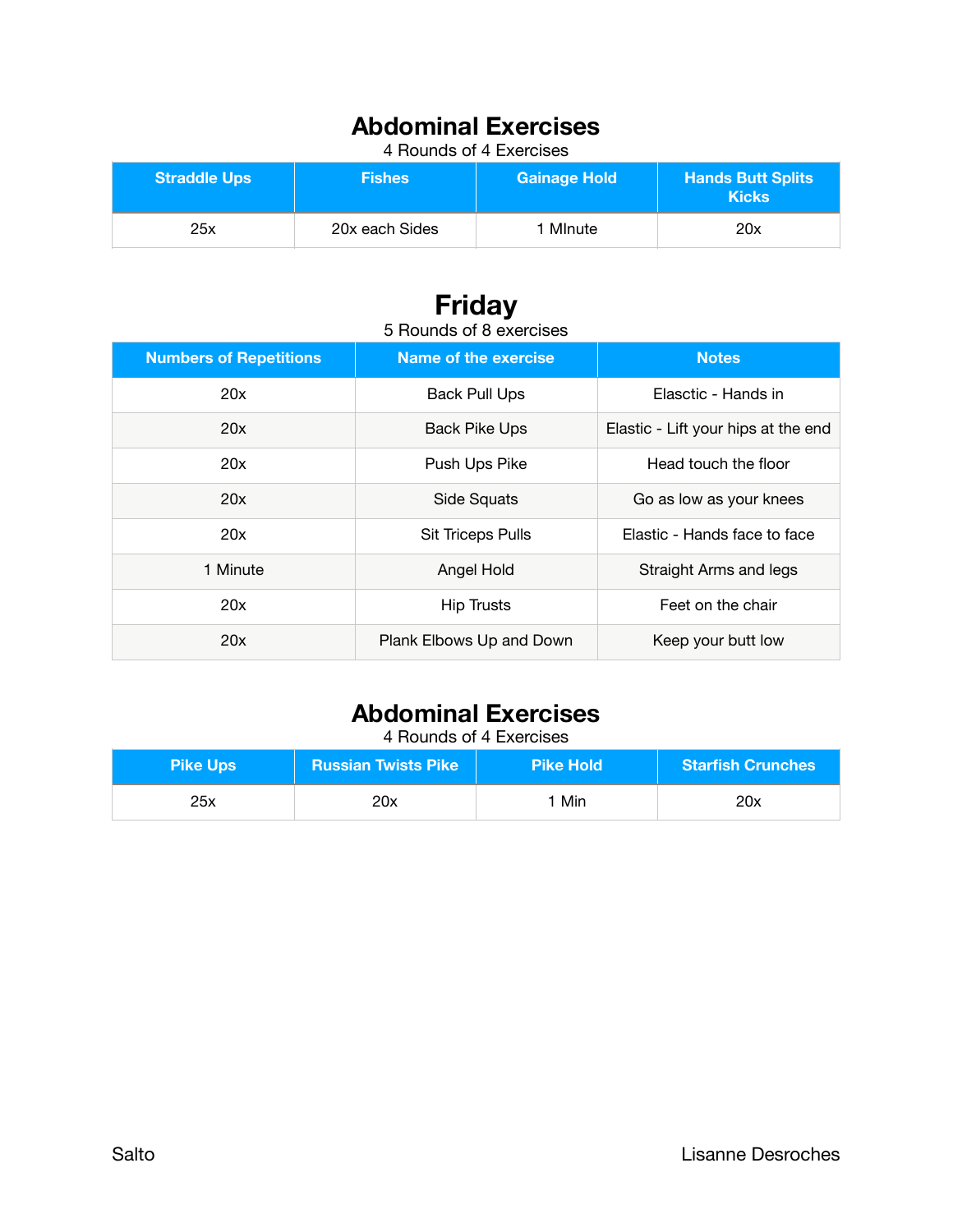# Abdominal Exercises

4 Rounds of 4 Exercises

| Straddle Ups | Fishes | Gainage Hold | Hands Butt Splits Kicks |
|---|---|---|---|
| 25x | 20x each Sides | 1 MInute | 20x |

# Friday

5 Rounds of 8 exercises

| Numbers of Repetitions | Name of the exercise | Notes |
|---|---|---|
| 20x | Back Pull Ups | Elasctic - Hands in |
| 20x | Back Pike Ups | Elastic - Lift your hips at the end |
| 20x | Push Ups Pike | Head touch the floor |
| 20x | Side Squats | Go as low as your knees |
| 20x | Sit Triceps Pulls | Elastic - Hands face to face |
| 1 Minute | Angel Hold | Straight Arms and legs |
| 20x | Hip Trusts | Feet on the chair |
| 20x | Plank Elbows Up and Down | Keep your butt low |

# Abdominal Exercises

4 Rounds of 4 Exercises

| Pike Ups | Russian Twists Pike | Pike Hold | Starfish Crunches |
|---|---|---|---|
| 25x | 20x | 1 Min | 20x |